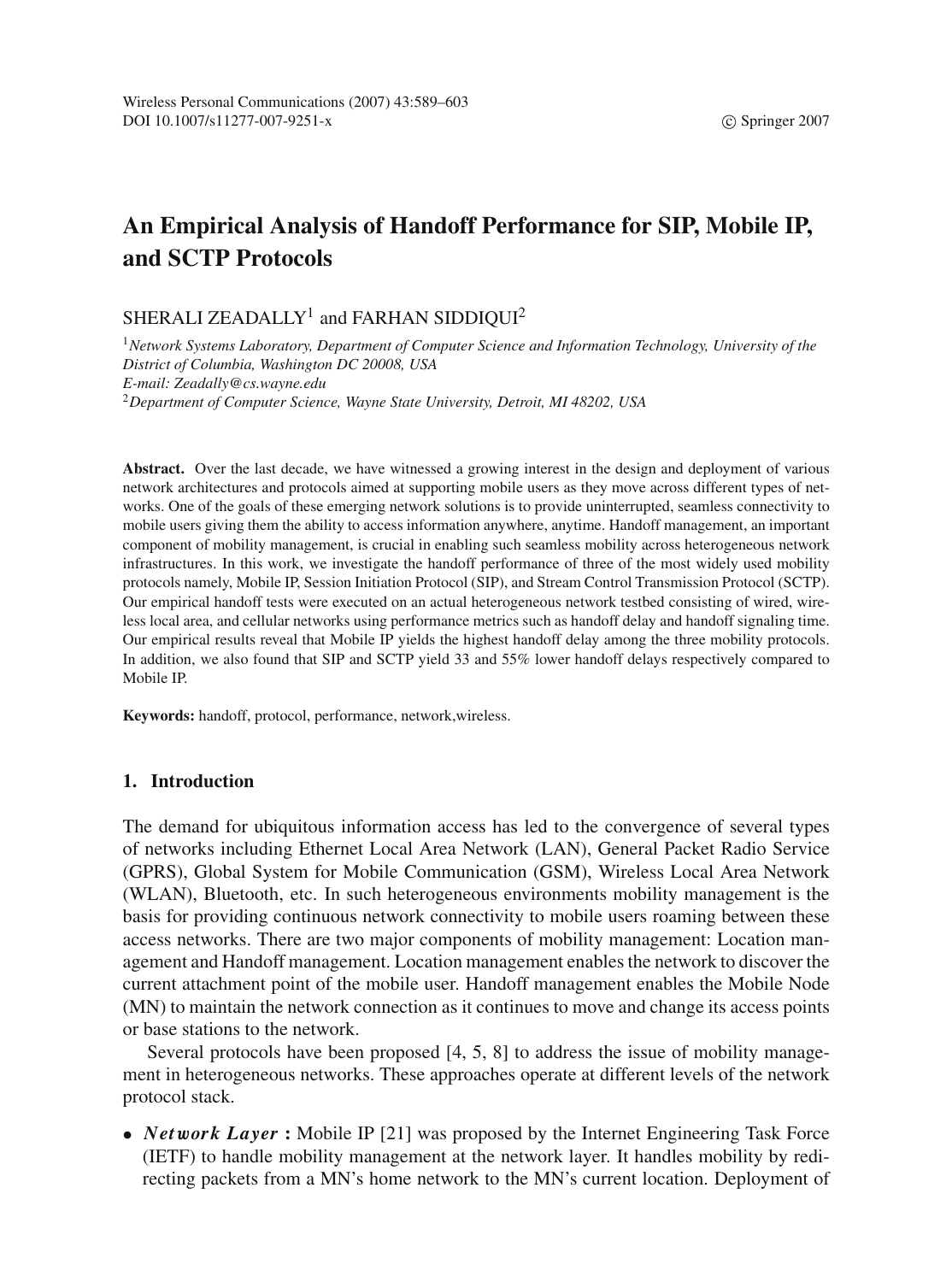# An Empirical Analysis of Handoff Performance for SIP, Mobile IP, and SCTP Protocols

SHERALI ZEADALLY[1] and FARHAN SIDDIQUI[2]

[1]*Network Systems Laboratory, Department of Computer Science and Information Technology, University of the District of Columbia, Washington DC 20008, USA*
*E-mail: Zeadally@cs.wayne.edu*
[2]*Department of Computer Science, Wayne State University, Detroit, MI 48202, USA*

**Abstract.** Over the last decade, we have witnessed a growing interest in the design and deployment of various network architectures and protocols aimed at supporting mobile users as they move across different types of networks. One of the goals of these emerging network solutions is to provide uninterrupted, seamless connectivity to mobile users giving them the ability to access information anywhere, anytime. Handoff management, an important component of mobility management, is crucial in enabling such seamless mobility across heterogeneous network infrastructures. In this work, we investigate the handoff performance of three of the most widely used mobility protocols namely, Mobile IP, Session Initiation Protocol (SIP), and Stream Control Transmission Protocol (SCTP). Our empirical handoff tests were executed on an actual heterogeneous network testbed consisting of wired, wireless local area, and cellular networks using performance metrics such as handoff delay and handoff signaling time. Our empirical results reveal that Mobile IP yields the highest handoff delay among the three mobility protocols. In addition, we also found that SIP and SCTP yield 33 and 55% lower handoff delays respectively compared to Mobile IP.

**Keywords:** handoff, protocol, performance, network,wireless.

## 1. Introduction

The demand for ubiquitous information access has led to the convergence of several types of networks including Ethernet Local Area Network (LAN), General Packet Radio Service (GPRS), Global System for Mobile Communication (GSM), Wireless Local Area Network (WLAN), Bluetooth, etc. In such heterogeneous environments mobility management is the basis for providing continuous network connectivity to mobile users roaming between these access networks. There are two major components of mobility management: Location management and Handoff management. Location management enables the network to discover the current attachment point of the mobile user. Handoff management enables the Mobile Node (MN) to maintain the network connection as it continues to move and change its access points or base stations to the network.

Several protocols have been proposed [4, 5, 8] to address the issue of mobility management in heterogeneous networks. These approaches operate at different levels of the network protocol stack.

- ***Network Layer*** **:** Mobile IP [21] was proposed by the Internet Engineering Task Force (IETF) to handle mobility management at the network layer. It handles mobility by redirecting packets from a MN's home network to the MN's current location. Deployment of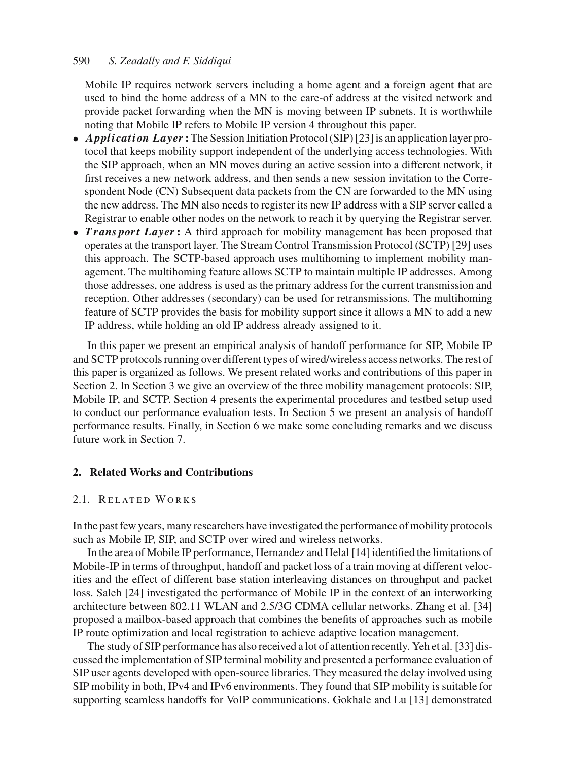Mobile IP requires network servers including a home agent and a foreign agent that are used to bind the home address of a MN to the care-of address at the visited network and provide packet forwarding when the MN is moving between IP subnets. It is worthwhile noting that Mobile IP refers to Mobile IP version 4 throughout this paper.

- ***Application Layer*:** The Session Initiation Protocol (SIP) [23] is an application layer protocol that keeps mobility support independent of the underlying access technologies. With the SIP approach, when an MN moves during an active session into a different network, it first receives a new network address, and then sends a new session invitation to the Correspondent Node (CN) Subsequent data packets from the CN are forwarded to the MN using the new address. The MN also needs to register its new IP address with a SIP server called a Registrar to enable other nodes on the network to reach it by querying the Registrar server.
- ***Transport Layer*:** A third approach for mobility management has been proposed that operates at the transport layer. The Stream Control Transmission Protocol (SCTP) [29] uses this approach. The SCTP-based approach uses multihoming to implement mobility management. The multihoming feature allows SCTP to maintain multiple IP addresses. Among those addresses, one address is used as the primary address for the current transmission and reception. Other addresses (secondary) can be used for retransmissions. The multihoming feature of SCTP provides the basis for mobility support since it allows a MN to add a new IP address, while holding an old IP address already assigned to it.

In this paper we present an empirical analysis of handoff performance for SIP, Mobile IP and SCTP protocols running over different types of wired/wireless access networks. The rest of this paper is organized as follows. We present related works and contributions of this paper in Section 2. In Section 3 we give an overview of the three mobility management protocols: SIP, Mobile IP, and SCTP. Section 4 presents the experimental procedures and testbed setup used to conduct our performance evaluation tests. In Section 5 we present an analysis of handoff performance results. Finally, in Section 6 we make some concluding remarks and we discuss future work in Section 7.

## 2. Related Works and Contributions

### 2.1. Related Works

In the past few years, many researchers have investigated the performance of mobility protocols such as Mobile IP, SIP, and SCTP over wired and wireless networks.

In the area of Mobile IP performance, Hernandez and Helal [14] identified the limitations of Mobile-IP in terms of throughput, handoff and packet loss of a train moving at different velocities and the effect of different base station interleaving distances on throughput and packet loss. Saleh [24] investigated the performance of Mobile IP in the context of an interworking architecture between 802.11 WLAN and 2.5/3G CDMA cellular networks. Zhang et al. [34] proposed a mailbox-based approach that combines the benefits of approaches such as mobile IP route optimization and local registration to achieve adaptive location management.

The study of SIP performance has also received a lot of attention recently. Yeh et al. [33] discussed the implementation of SIP terminal mobility and presented a performance evaluation of SIP user agents developed with open-source libraries. They measured the delay involved using SIP mobility in both, IPv4 and IPv6 environments. They found that SIP mobility is suitable for supporting seamless handoffs for VoIP communications. Gokhale and Lu [13] demonstrated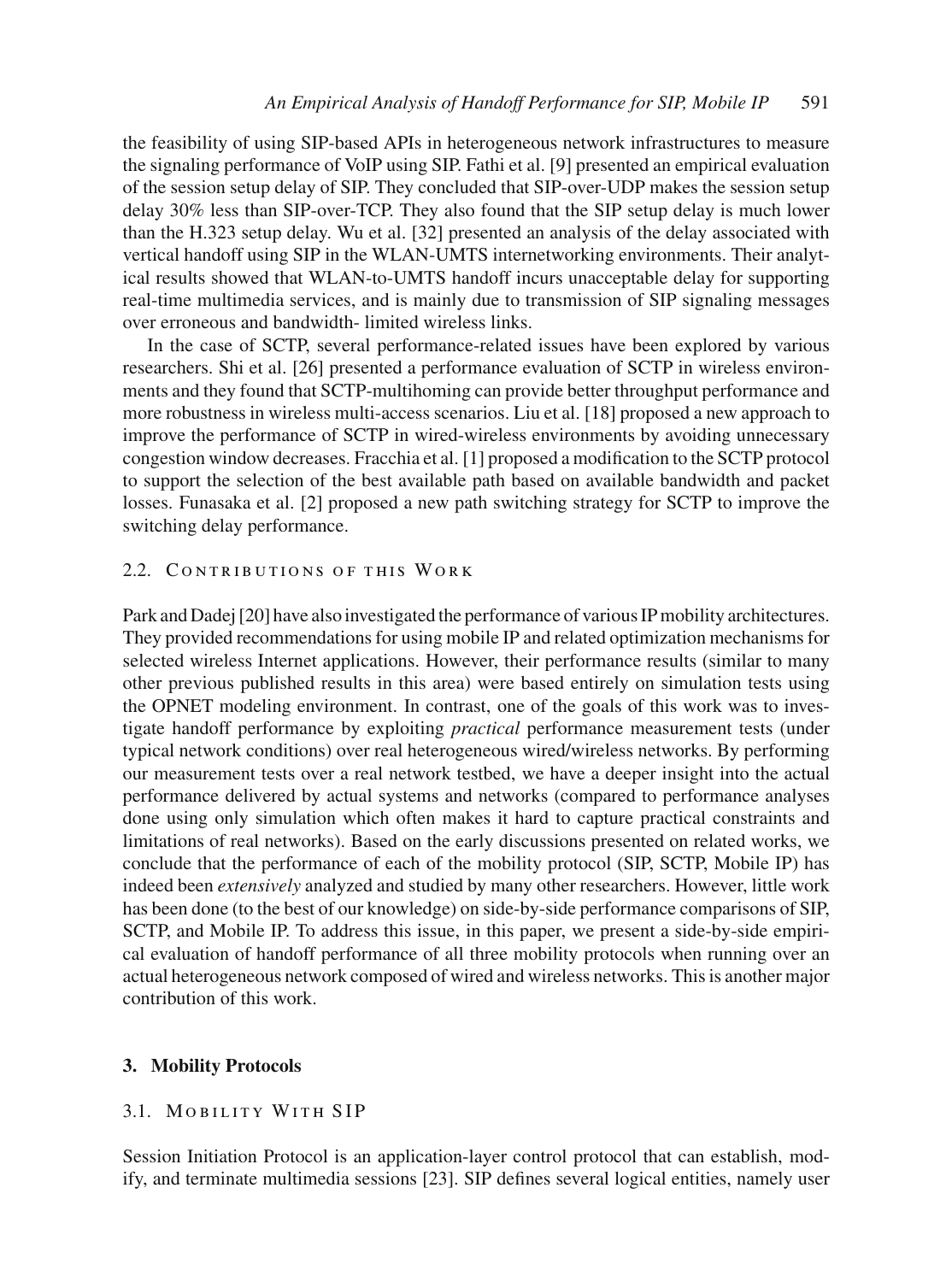the feasibility of using SIP-based APIs in heterogeneous network infrastructures to measure the signaling performance of VoIP using SIP. Fathi et al. [9] presented an empirical evaluation of the session setup delay of SIP. They concluded that SIP-over-UDP makes the session setup delay 30% less than SIP-over-TCP. They also found that the SIP setup delay is much lower than the H.323 setup delay. Wu et al. [32] presented an analysis of the delay associated with vertical handoff using SIP in the WLAN-UMTS internetworking environments. Their analytical results showed that WLAN-to-UMTS handoff incurs unacceptable delay for supporting real-time multimedia services, and is mainly due to transmission of SIP signaling messages over erroneous and bandwidth- limited wireless links.

In the case of SCTP, several performance-related issues have been explored by various researchers. Shi et al. [26] presented a performance evaluation of SCTP in wireless environments and they found that SCTP-multihoming can provide better throughput performance and more robustness in wireless multi-access scenarios. Liu et al. [18] proposed a new approach to improve the performance of SCTP in wired-wireless environments by avoiding unnecessary congestion window decreases. Fracchia et al. [1] proposed a modification to the SCTP protocol to support the selection of the best available path based on available bandwidth and packet losses. Funasaka et al. [2] proposed a new path switching strategy for SCTP to improve the switching delay performance.

### 2.2. Contributions of this Work

Park and Dadej [20] have also investigated the performance of various IP mobility architectures. They provided recommendations for using mobile IP and related optimization mechanisms for selected wireless Internet applications. However, their performance results (similar to many other previous published results in this area) were based entirely on simulation tests using the OPNET modeling environment. In contrast, one of the goals of this work was to investigate handoff performance by exploiting *practical* performance measurement tests (under typical network conditions) over real heterogeneous wired/wireless networks. By performing our measurement tests over a real network testbed, we have a deeper insight into the actual performance delivered by actual systems and networks (compared to performance analyses done using only simulation which often makes it hard to capture practical constraints and limitations of real networks). Based on the early discussions presented on related works, we conclude that the performance of each of the mobility protocol (SIP, SCTP, Mobile IP) has indeed been *extensively* analyzed and studied by many other researchers. However, little work has been done (to the best of our knowledge) on side-by-side performance comparisons of SIP, SCTP, and Mobile IP. To address this issue, in this paper, we present a side-by-side empirical evaluation of handoff performance of all three mobility protocols when running over an actual heterogeneous network composed of wired and wireless networks. This is another major contribution of this work.

## 3. Mobility Protocols

### 3.1. Mobility With SIP

Session Initiation Protocol is an application-layer control protocol that can establish, modify, and terminate multimedia sessions [23]. SIP defines several logical entities, namely user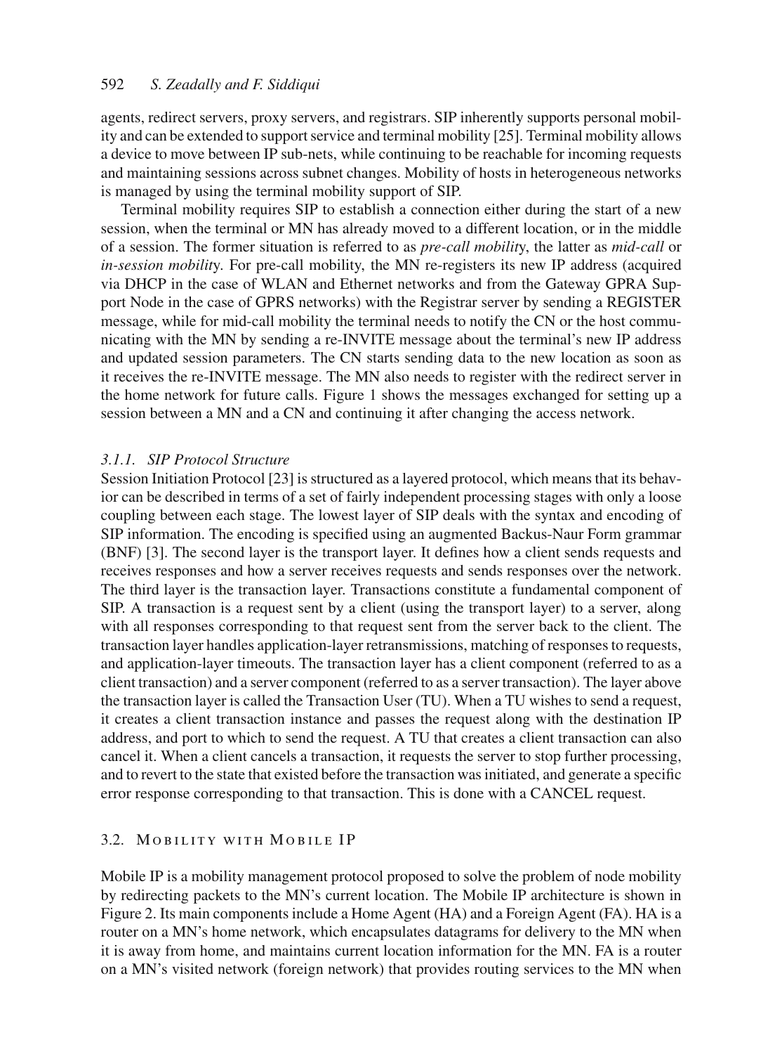agents, redirect servers, proxy servers, and registrars. SIP inherently supports personal mobility and can be extended to support service and terminal mobility [25]. Terminal mobility allows a device to move between IP sub-nets, while continuing to be reachable for incoming requests and maintaining sessions across subnet changes. Mobility of hosts in heterogeneous networks is managed by using the terminal mobility support of SIP.

Terminal mobility requires SIP to establish a connection either during the start of a new session, when the terminal or MN has already moved to a different location, or in the middle of a session. The former situation is referred to as *pre-call mobilit*y, the latter as *mid-call* or *in-session mobilit*y. For pre-call mobility, the MN re-registers its new IP address (acquired via DHCP in the case of WLAN and Ethernet networks and from the Gateway GPRA Support Node in the case of GPRS networks) with the Registrar server by sending a REGISTER message, while for mid-call mobility the terminal needs to notify the CN or the host communicating with the MN by sending a re-INVITE message about the terminal's new IP address and updated session parameters. The CN starts sending data to the new location as soon as it receives the re-INVITE message. The MN also needs to register with the redirect server in the home network for future calls. Figure 1 shows the messages exchanged for setting up a session between a MN and a CN and continuing it after changing the access network.

#### *3.1.1. SIP Protocol Structure*

Session Initiation Protocol [23] is structured as a layered protocol, which means that its behavior can be described in terms of a set of fairly independent processing stages with only a loose coupling between each stage. The lowest layer of SIP deals with the syntax and encoding of SIP information. The encoding is specified using an augmented Backus-Naur Form grammar (BNF) [3]. The second layer is the transport layer. It defines how a client sends requests and receives responses and how a server receives requests and sends responses over the network. The third layer is the transaction layer. Transactions constitute a fundamental component of SIP. A transaction is a request sent by a client (using the transport layer) to a server, along with all responses corresponding to that request sent from the server back to the client. The transaction layer handles application-layer retransmissions, matching of responses to requests, and application-layer timeouts. The transaction layer has a client component (referred to as a client transaction) and a server component (referred to as a server transaction). The layer above the transaction layer is called the Transaction User (TU). When a TU wishes to send a request, it creates a client transaction instance and passes the request along with the destination IP address, and port to which to send the request. A TU that creates a client transaction can also cancel it. When a client cancels a transaction, it requests the server to stop further processing, and to revert to the state that existed before the transaction was initiated, and generate a specific error response corresponding to that transaction. This is done with a CANCEL request.

### 3.2. Mobility with Mobile IP

Mobile IP is a mobility management protocol proposed to solve the problem of node mobility by redirecting packets to the MN's current location. The Mobile IP architecture is shown in Figure 2. Its main components include a Home Agent (HA) and a Foreign Agent (FA). HA is a router on a MN's home network, which encapsulates datagrams for delivery to the MN when it is away from home, and maintains current location information for the MN. FA is a router on a MN's visited network (foreign network) that provides routing services to the MN when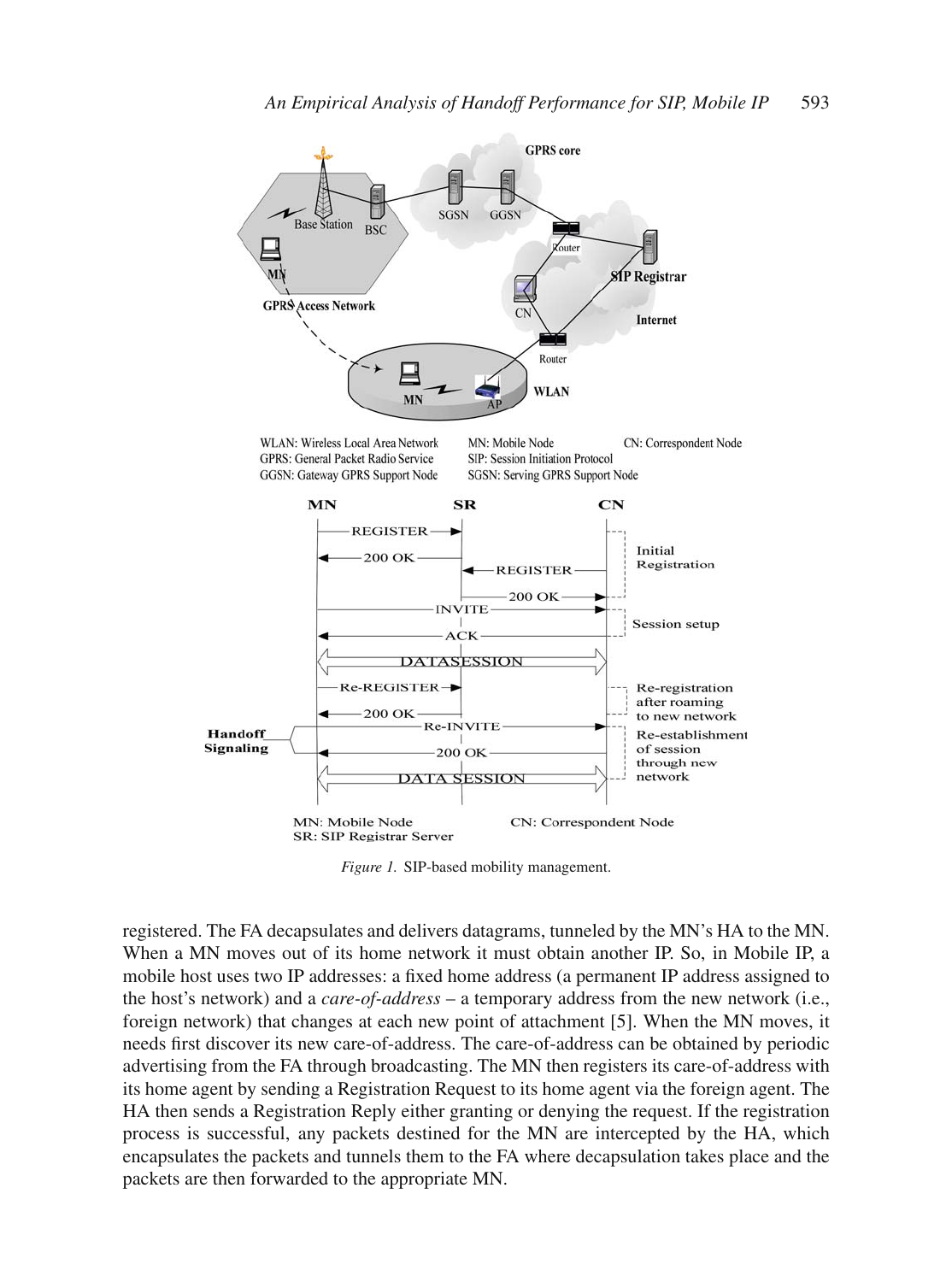*Figure 1.* SIP-based mobility management.

registered. The FA decapsulates and delivers datagrams, tunneled by the MN's HA to the MN. When a MN moves out of its home network it must obtain another IP. So, in Mobile IP, a mobile host uses two IP addresses: a fixed home address (a permanent IP address assigned to the host's network) and a *care-of-address* – a temporary address from the new network (i.e., foreign network) that changes at each new point of attachment [5]. When the MN moves, it needs first discover its new care-of-address. The care-of-address can be obtained by periodic advertising from the FA through broadcasting. The MN then registers its care-of-address with its home agent by sending a Registration Request to its home agent via the foreign agent. The HA then sends a Registration Reply either granting or denying the request. If the registration process is successful, any packets destined for the MN are intercepted by the HA, which encapsulates the packets and tunnels them to the FA where decapsulation takes place and the packets are then forwarded to the appropriate MN.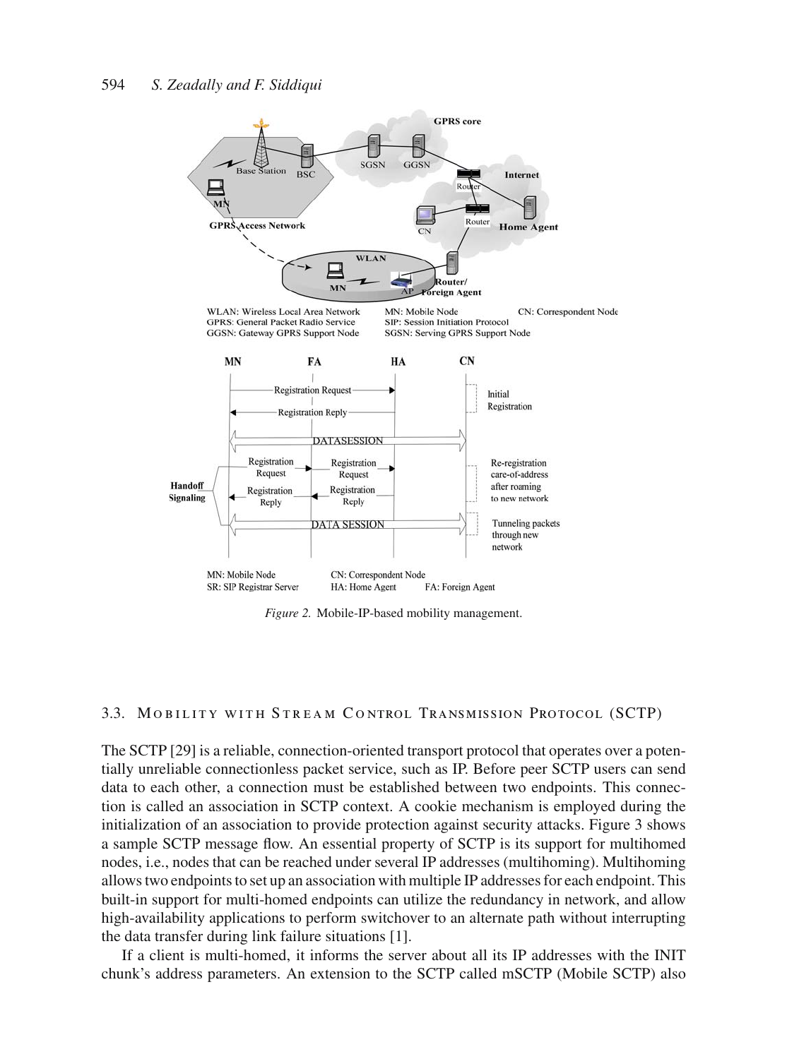*Figure 2.* Mobile-IP-based mobility management.

### 3.3. Mobility with Stream Control Transmission Protocol (SCTP)

The SCTP [29] is a reliable, connection-oriented transport protocol that operates over a potentially unreliable connectionless packet service, such as IP. Before peer SCTP users can send data to each other, a connection must be established between two endpoints. This connection is called an association in SCTP context. A cookie mechanism is employed during the initialization of an association to provide protection against security attacks. Figure 3 shows a sample SCTP message flow. An essential property of SCTP is its support for multihomed nodes, i.e., nodes that can be reached under several IP addresses (multihoming). Multihoming allows two endpoints to set up an association with multiple IP addresses for each endpoint. This built-in support for multi-homed endpoints can utilize the redundancy in network, and allow high-availability applications to perform switchover to an alternate path without interrupting the data transfer during link failure situations [1].

If a client is multi-homed, it informs the server about all its IP addresses with the INIT chunk's address parameters. An extension to the SCTP called mSCTP (Mobile SCTP) also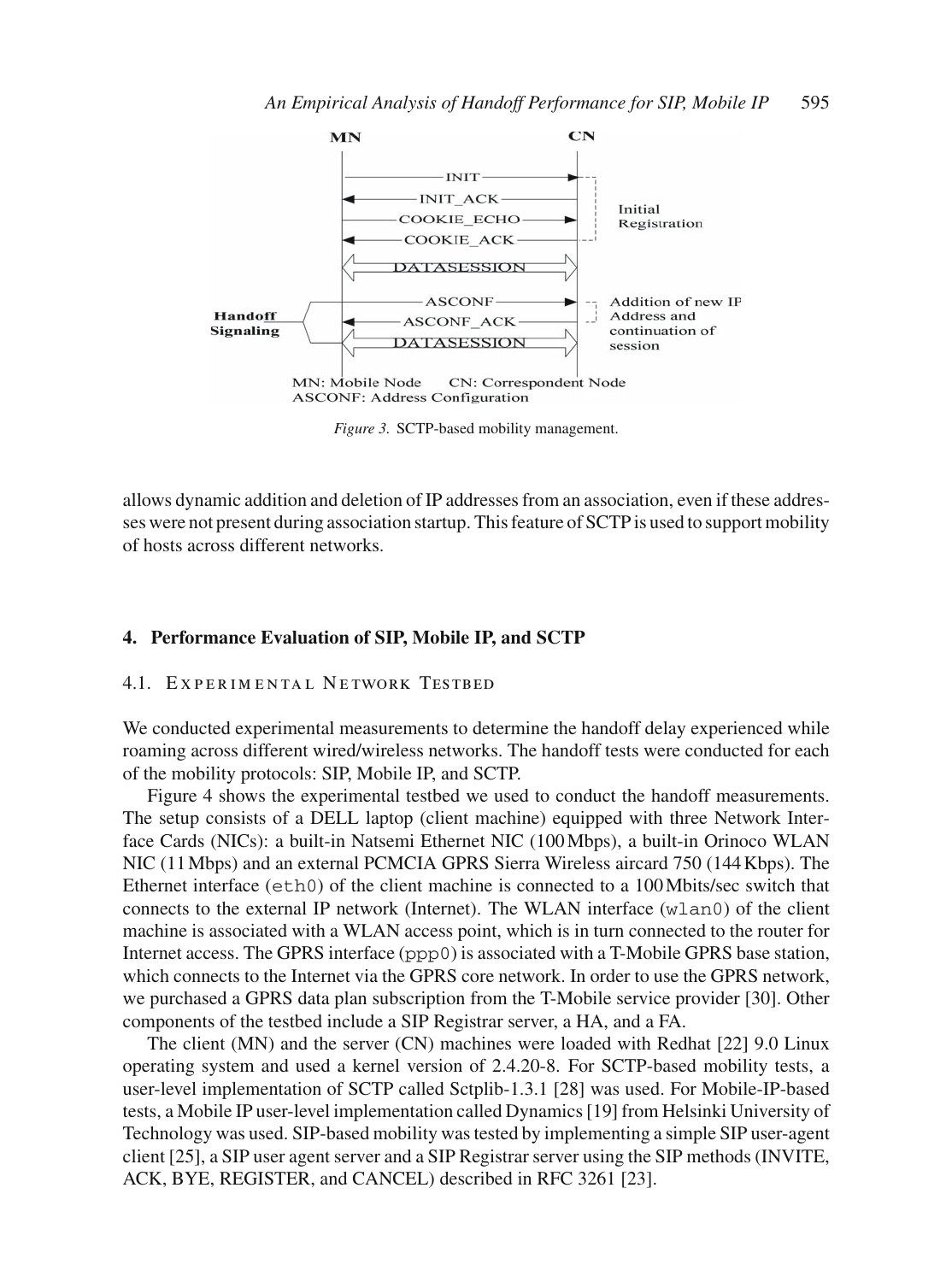*Figure 3.* SCTP-based mobility management.

allows dynamic addition and deletion of IP addresses from an association, even if these addresses were not present during association startup. This feature of SCTP is used to support mobility of hosts across different networks.

## 4. Performance Evaluation of SIP, Mobile IP, and SCTP

### 4.1. Experimental Network Testbed

We conducted experimental measurements to determine the handoff delay experienced while roaming across different wired/wireless networks. The handoff tests were conducted for each of the mobility protocols: SIP, Mobile IP, and SCTP.

Figure 4 shows the experimental testbed we used to conduct the handoff measurements. The setup consists of a DELL laptop (client machine) equipped with three Network Interface Cards (NICs): a built-in Natsemi Ethernet NIC (100 Mbps), a built-in Orinoco WLAN NIC (11 Mbps) and an external PCMCIA GPRS Sierra Wireless aircard 750 (144 Kbps). The Ethernet interface (`eth0`) of the client machine is connected to a 100 Mbits/sec switch that connects to the external IP network (Internet). The WLAN interface (`wlan0`) of the client machine is associated with a WLAN access point, which is in turn connected to the router for Internet access. The GPRS interface (`ppp0`) is associated with a T-Mobile GPRS base station, which connects to the Internet via the GPRS core network. In order to use the GPRS network, we purchased a GPRS data plan subscription from the T-Mobile service provider [30]. Other components of the testbed include a SIP Registrar server, a HA, and a FA.

The client (MN) and the server (CN) machines were loaded with Redhat [22] 9.0 Linux operating system and used a kernel version of 2.4.20-8. For SCTP-based mobility tests, a user-level implementation of SCTP called Sctplib-1.3.1 [28] was used. For Mobile-IP-based tests, a Mobile IP user-level implementation called Dynamics [19] from Helsinki University of Technology was used. SIP-based mobility was tested by implementing a simple SIP user-agent client [25], a SIP user agent server and a SIP Registrar server using the SIP methods (INVITE, ACK, BYE, REGISTER, and CANCEL) described in RFC 3261 [23].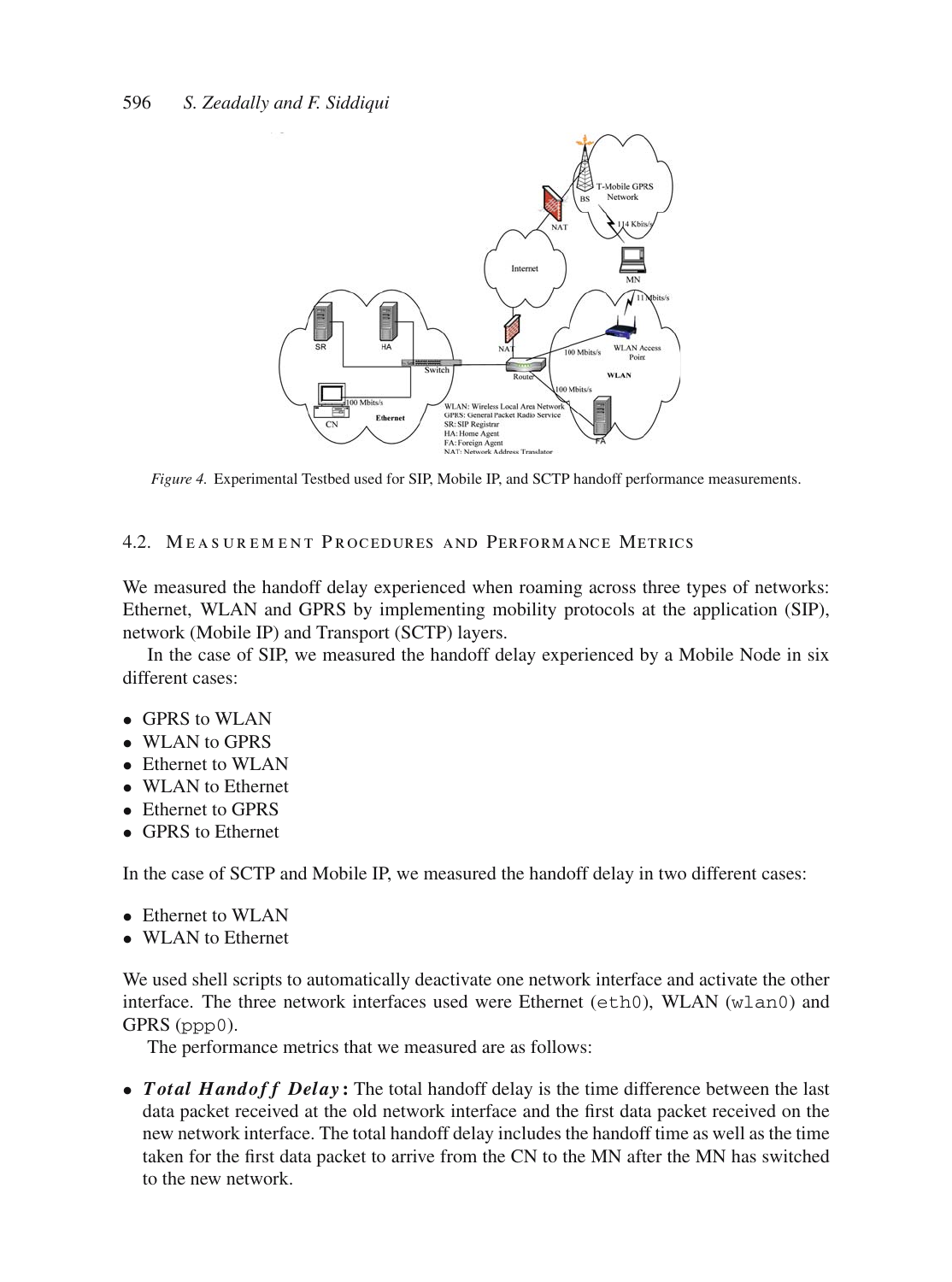*Figure 4.* Experimental Testbed used for SIP, Mobile IP, and SCTP handoff performance measurements.

### 4.2. Measurement Procedures and Performance Metrics

We measured the handoff delay experienced when roaming across three types of networks: Ethernet, WLAN and GPRS by implementing mobility protocols at the application (SIP), network (Mobile IP) and Transport (SCTP) layers.

In the case of SIP, we measured the handoff delay experienced by a Mobile Node in six different cases:

- GPRS to WLAN
- WLAN to GPRS
- Ethernet to WLAN
- WLAN to Ethernet
- Ethernet to GPRS
- GPRS to Ethernet

In the case of SCTP and Mobile IP, we measured the handoff delay in two different cases:

- Ethernet to WLAN
- WLAN to Ethernet

We used shell scripts to automatically deactivate one network interface and activate the other interface. The three network interfaces used were Ethernet (`eth0`), WLAN (`wlan0`) and GPRS (`ppp0`).

The performance metrics that we measured are as follows:

- ***Total Handoff Delay*:** The total handoff delay is the time difference between the last data packet received at the old network interface and the first data packet received on the new network interface. The total handoff delay includes the handoff time as well as the time taken for the first data packet to arrive from the CN to the MN after the MN has switched to the new network.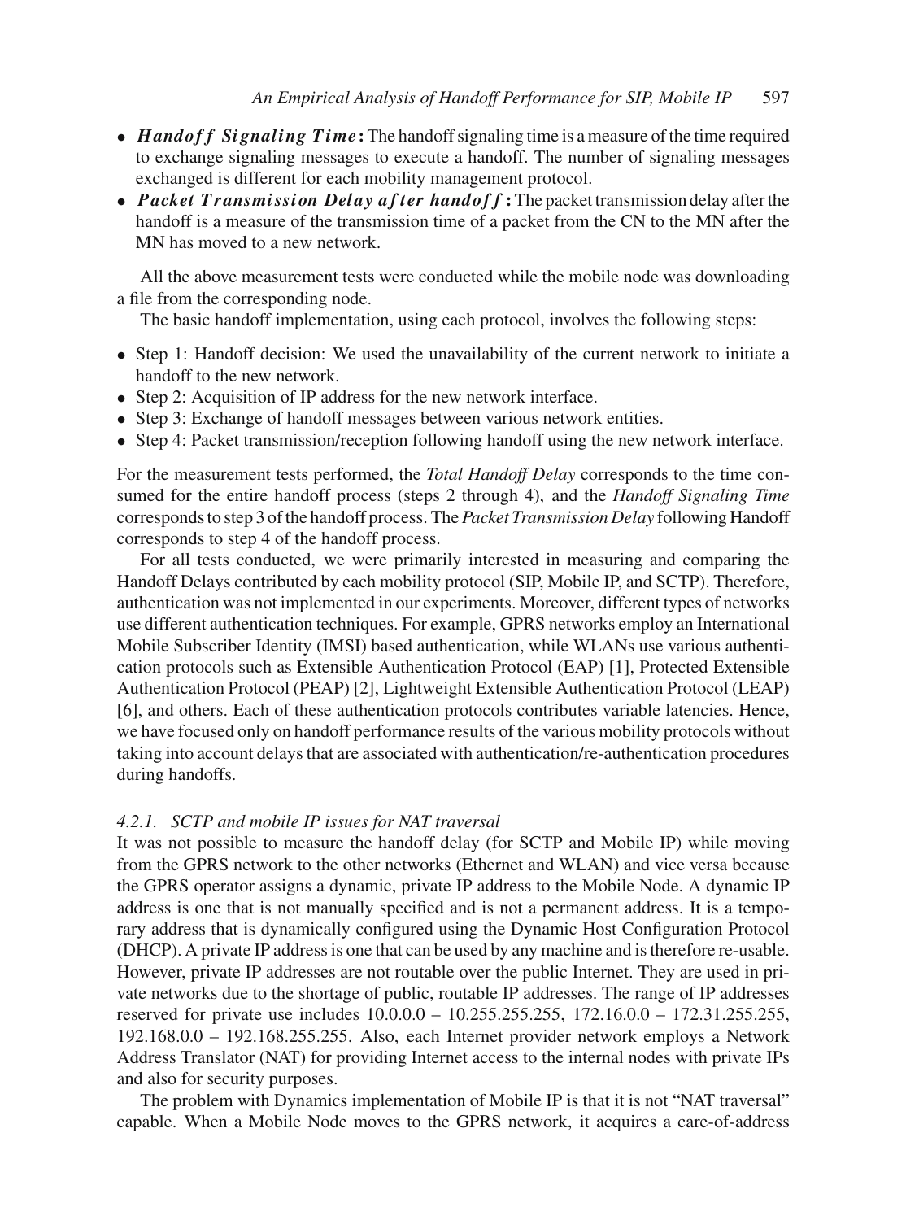- ***Handoff Signaling Time*:** The handoff signaling time is a measure of the time required to exchange signaling messages to execute a handoff. The number of signaling messages exchanged is different for each mobility management protocol.
- ***Packet Transmission Delay after handoff*:** The packet transmission delay after the handoff is a measure of the transmission time of a packet from the CN to the MN after the MN has moved to a new network.

All the above measurement tests were conducted while the mobile node was downloading a file from the corresponding node.

The basic handoff implementation, using each protocol, involves the following steps:

- Step 1: Handoff decision: We used the unavailability of the current network to initiate a handoff to the new network.
- Step 2: Acquisition of IP address for the new network interface.
- Step 3: Exchange of handoff messages between various network entities.
- Step 4: Packet transmission/reception following handoff using the new network interface.

For the measurement tests performed, the *Total Handoff Delay* corresponds to the time consumed for the entire handoff process (steps 2 through 4), and the *Handoff Signaling Time* corresponds to step 3 of the handoff process. The *Packet Transmission Delay* following Handoff corresponds to step 4 of the handoff process.

For all tests conducted, we were primarily interested in measuring and comparing the Handoff Delays contributed by each mobility protocol (SIP, Mobile IP, and SCTP). Therefore, authentication was not implemented in our experiments. Moreover, different types of networks use different authentication techniques. For example, GPRS networks employ an International Mobile Subscriber Identity (IMSI) based authentication, while WLANs use various authentication protocols such as Extensible Authentication Protocol (EAP) [1], Protected Extensible Authentication Protocol (PEAP) [2], Lightweight Extensible Authentication Protocol (LEAP) [6], and others. Each of these authentication protocols contributes variable latencies. Hence, we have focused only on handoff performance results of the various mobility protocols without taking into account delays that are associated with authentication/re-authentication procedures during handoffs.

#### *4.2.1. SCTP and mobile IP issues for NAT traversal*

It was not possible to measure the handoff delay (for SCTP and Mobile IP) while moving from the GPRS network to the other networks (Ethernet and WLAN) and vice versa because the GPRS operator assigns a dynamic, private IP address to the Mobile Node. A dynamic IP address is one that is not manually specified and is not a permanent address. It is a temporary address that is dynamically configured using the Dynamic Host Configuration Protocol (DHCP). A private IP address is one that can be used by any machine and is therefore re-usable. However, private IP addresses are not routable over the public Internet. They are used in private networks due to the shortage of public, routable IP addresses. The range of IP addresses reserved for private use includes 10.0.0.0 – 10.255.255.255, 172.16.0.0 – 172.31.255.255, 192.168.0.0 – 192.168.255.255. Also, each Internet provider network employs a Network Address Translator (NAT) for providing Internet access to the internal nodes with private IPs and also for security purposes.

The problem with Dynamics implementation of Mobile IP is that it is not "NAT traversal" capable. When a Mobile Node moves to the GPRS network, it acquires a care-of-address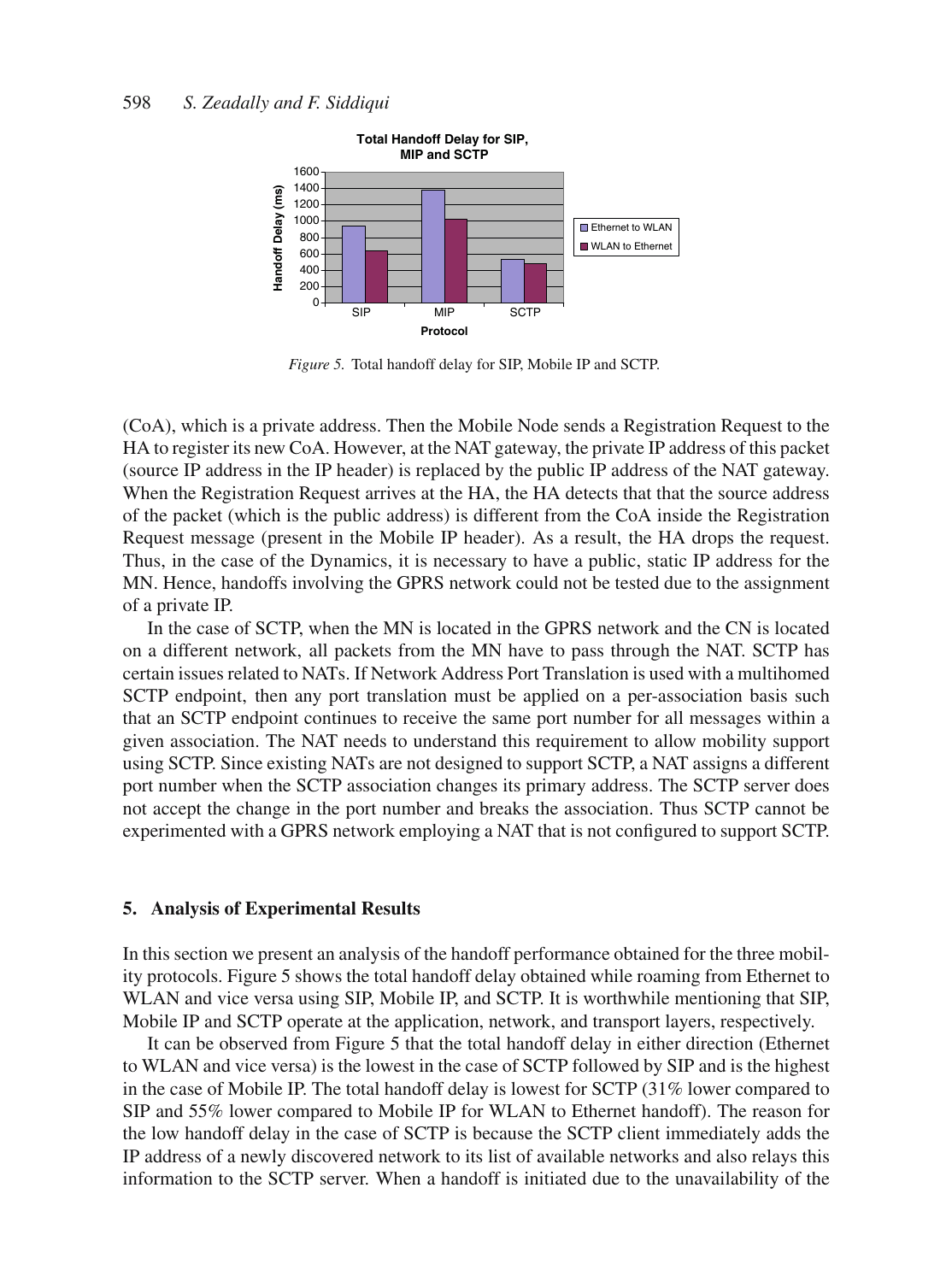Total Handoff Delay for SIP, MIP and SCTP

Handoff Delay (ms)

1600
1400
1200
1000
800
600
400
200
0

SIP
MIP
SCTP

Protocol

Ethernet to WLAN
WLAN to Ethernet

*Figure 5.* Total handoff delay for SIP, Mobile IP and SCTP.

(CoA), which is a private address. Then the Mobile Node sends a Registration Request to the HA to register its new CoA. However, at the NAT gateway, the private IP address of this packet (source IP address in the IP header) is replaced by the public IP address of the NAT gateway. When the Registration Request arrives at the HA, the HA detects that that the source address of the packet (which is the public address) is different from the CoA inside the Registration Request message (present in the Mobile IP header). As a result, the HA drops the request. Thus, in the case of the Dynamics, it is necessary to have a public, static IP address for the MN. Hence, handoffs involving the GPRS network could not be tested due to the assignment of a private IP.

In the case of SCTP, when the MN is located in the GPRS network and the CN is located on a different network, all packets from the MN have to pass through the NAT. SCTP has certain issues related to NATs. If Network Address Port Translation is used with a multihomed SCTP endpoint, then any port translation must be applied on a per-association basis such that an SCTP endpoint continues to receive the same port number for all messages within a given association. The NAT needs to understand this requirement to allow mobility support using SCTP. Since existing NATs are not designed to support SCTP, a NAT assigns a different port number when the SCTP association changes its primary address. The SCTP server does not accept the change in the port number and breaks the association. Thus SCTP cannot be experimented with a GPRS network employing a NAT that is not configured to support SCTP.

## 5. Analysis of Experimental Results

In this section we present an analysis of the handoff performance obtained for the three mobility protocols. Figure 5 shows the total handoff delay obtained while roaming from Ethernet to WLAN and vice versa using SIP, Mobile IP, and SCTP. It is worthwhile mentioning that SIP, Mobile IP and SCTP operate at the application, network, and transport layers, respectively.

It can be observed from Figure 5 that the total handoff delay in either direction (Ethernet to WLAN and vice versa) is the lowest in the case of SCTP followed by SIP and is the highest in the case of Mobile IP. The total handoff delay is lowest for SCTP (31% lower compared to SIP and 55% lower compared to Mobile IP for WLAN to Ethernet handoff). The reason for the low handoff delay in the case of SCTP is because the SCTP client immediately adds the IP address of a newly discovered network to its list of available networks and also relays this information to the SCTP server. When a handoff is initiated due to the unavailability of the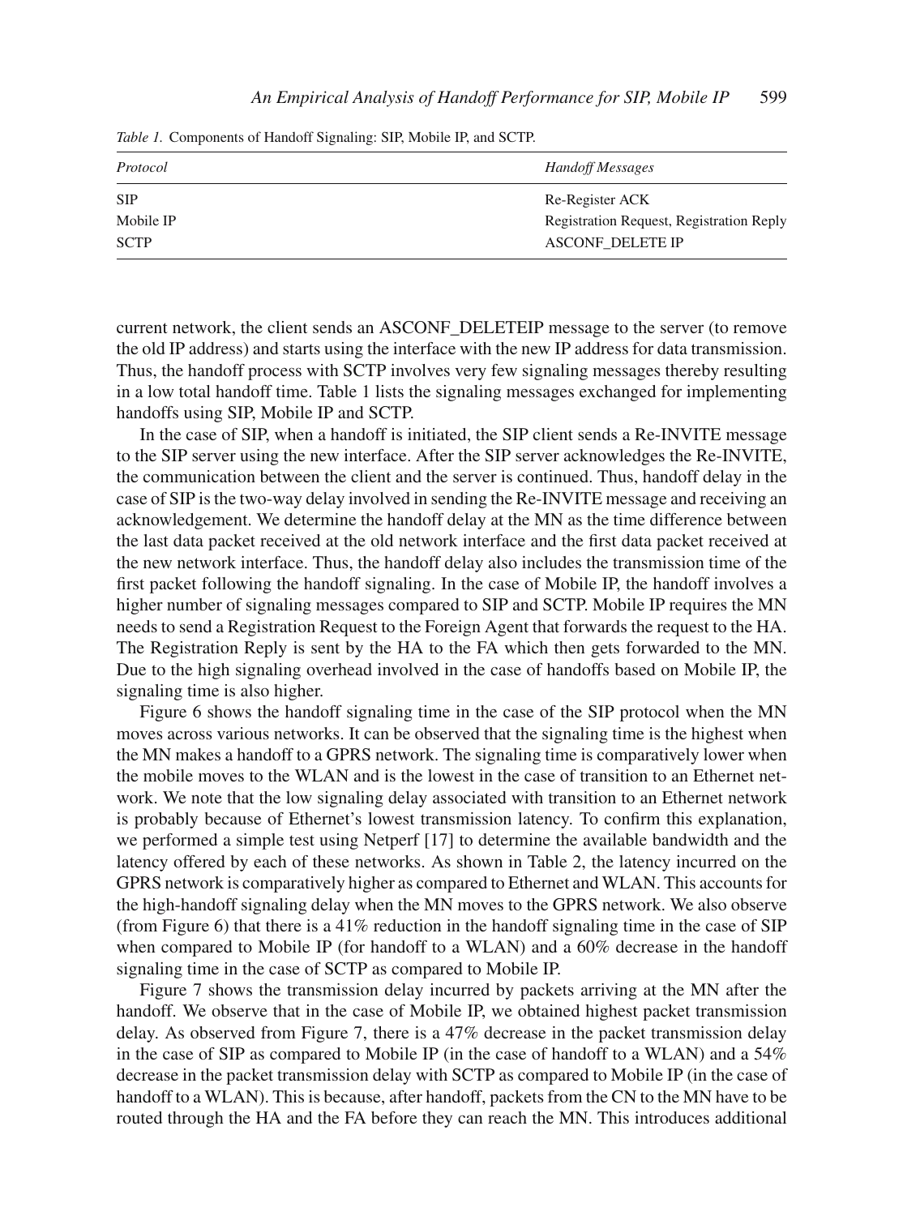*Table 1.* Components of Handoff Signaling: SIP, Mobile IP, and SCTP.

| *Protocol* | *Handoff Messages* |
|---|---|
| SIP | Re-Register ACK |
| Mobile IP | Registration Request, Registration Reply |
| SCTP | ASCONF_DELETE IP |

current network, the client sends an ASCONF_DELETEIP message to the server (to remove the old IP address) and starts using the interface with the new IP address for data transmission. Thus, the handoff process with SCTP involves very few signaling messages thereby resulting in a low total handoff time. Table 1 lists the signaling messages exchanged for implementing handoffs using SIP, Mobile IP and SCTP.

In the case of SIP, when a handoff is initiated, the SIP client sends a Re-INVITE message to the SIP server using the new interface. After the SIP server acknowledges the Re-INVITE, the communication between the client and the server is continued. Thus, handoff delay in the case of SIP is the two-way delay involved in sending the Re-INVITE message and receiving an acknowledgement. We determine the handoff delay at the MN as the time difference between the last data packet received at the old network interface and the first data packet received at the new network interface. Thus, the handoff delay also includes the transmission time of the first packet following the handoff signaling. In the case of Mobile IP, the handoff involves a higher number of signaling messages compared to SIP and SCTP. Mobile IP requires the MN needs to send a Registration Request to the Foreign Agent that forwards the request to the HA. The Registration Reply is sent by the HA to the FA which then gets forwarded to the MN. Due to the high signaling overhead involved in the case of handoffs based on Mobile IP, the signaling time is also higher.

Figure 6 shows the handoff signaling time in the case of the SIP protocol when the MN moves across various networks. It can be observed that the signaling time is the highest when the MN makes a handoff to a GPRS network. The signaling time is comparatively lower when the mobile moves to the WLAN and is the lowest in the case of transition to an Ethernet network. We note that the low signaling delay associated with transition to an Ethernet network is probably because of Ethernet's lowest transmission latency. To confirm this explanation, we performed a simple test using Netperf [17] to determine the available bandwidth and the latency offered by each of these networks. As shown in Table 2, the latency incurred on the GPRS network is comparatively higher as compared to Ethernet and WLAN. This accounts for the high-handoff signaling delay when the MN moves to the GPRS network. We also observe (from Figure 6) that there is a 41% reduction in the handoff signaling time in the case of SIP when compared to Mobile IP (for handoff to a WLAN) and a 60% decrease in the handoff signaling time in the case of SCTP as compared to Mobile IP.

Figure 7 shows the transmission delay incurred by packets arriving at the MN after the handoff. We observe that in the case of Mobile IP, we obtained highest packet transmission delay. As observed from Figure 7, there is a 47% decrease in the packet transmission delay in the case of SIP as compared to Mobile IP (in the case of handoff to a WLAN) and a 54% decrease in the packet transmission delay with SCTP as compared to Mobile IP (in the case of handoff to a WLAN). This is because, after handoff, packets from the CN to the MN have to be routed through the HA and the FA before they can reach the MN. This introduces additional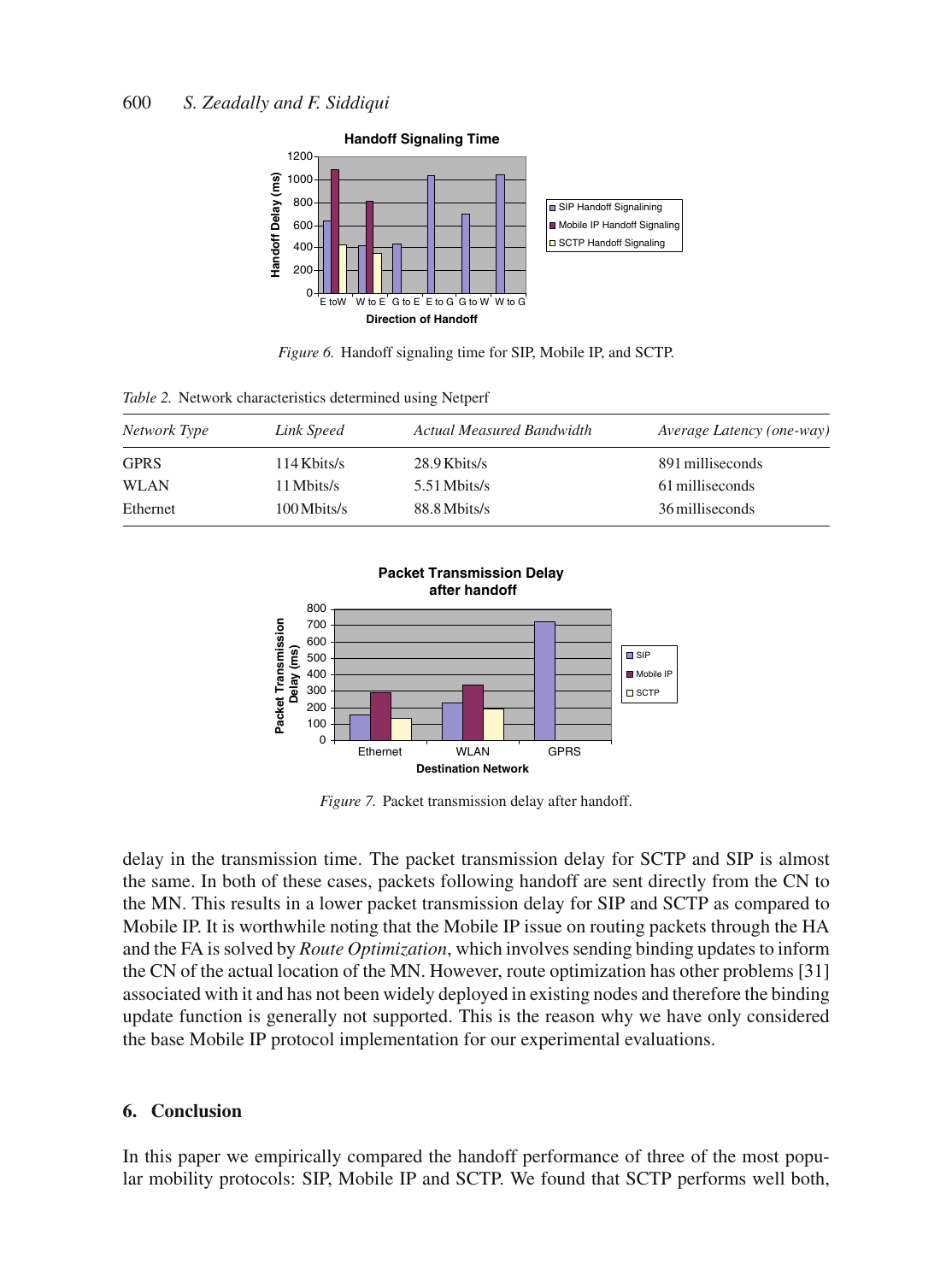*Figure 6.* Handoff signaling time for SIP, Mobile IP, and SCTP.

*Table 2.* Network characteristics determined using Netperf

| *Network Type* | *Link Speed* | *Actual Measured Bandwidth* | *Average Latency (one-way)* |
|---|---|---|---|
| GPRS | 114 Kbits/s | 28.9 Kbits/s | 891 milliseconds |
| WLAN | 11 Mbits/s | 5.51 Mbits/s | 61 milliseconds |
| Ethernet | 100 Mbits/s | 88.8 Mbits/s | 36 milliseconds |

*Figure 7.* Packet transmission delay after handoff.

delay in the transmission time. The packet transmission delay for SCTP and SIP is almost the same. In both of these cases, packets following handoff are sent directly from the CN to the MN. This results in a lower packet transmission delay for SIP and SCTP as compared to Mobile IP. It is worthwhile noting that the Mobile IP issue on routing packets through the HA and the FA is solved by *Route Optimization*, which involves sending binding updates to inform the CN of the actual location of the MN. However, route optimization has other problems [31] associated with it and has not been widely deployed in existing nodes and therefore the binding update function is generally not supported. This is the reason why we have only considered the base Mobile IP protocol implementation for our experimental evaluations.

## 6. Conclusion

In this paper we empirically compared the handoff performance of three of the most popular mobility protocols: SIP, Mobile IP and SCTP. We found that SCTP performs well both,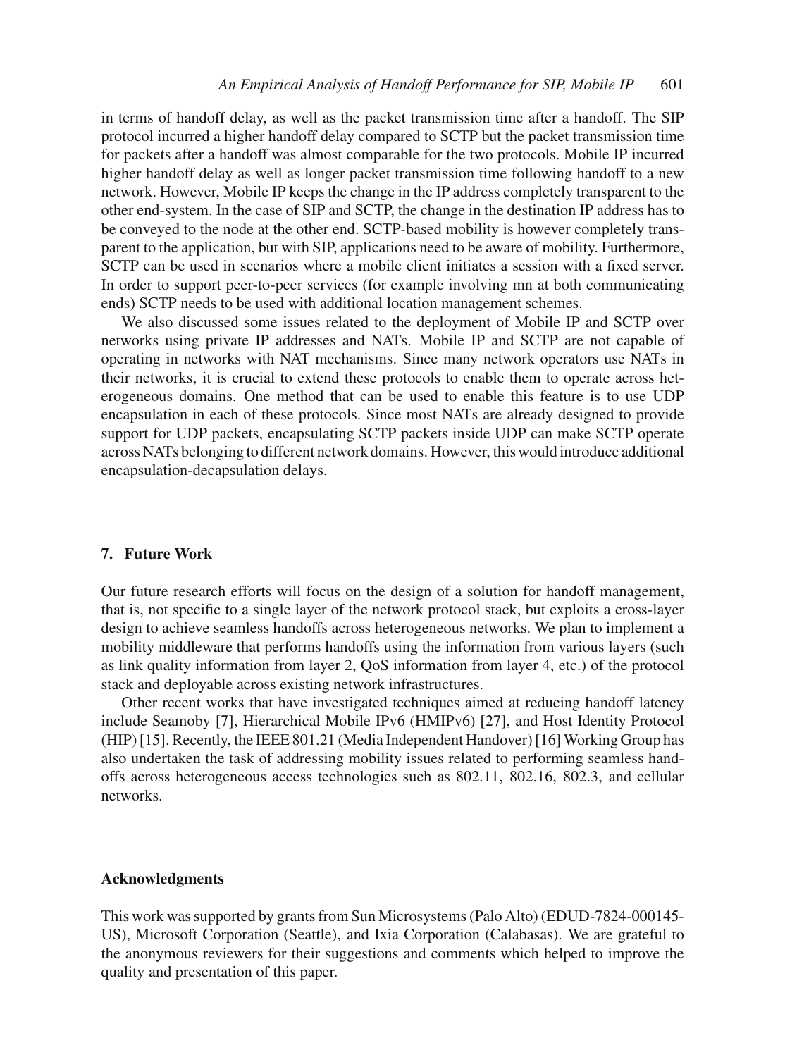in terms of handoff delay, as well as the packet transmission time after a handoff. The SIP protocol incurred a higher handoff delay compared to SCTP but the packet transmission time for packets after a handoff was almost comparable for the two protocols. Mobile IP incurred higher handoff delay as well as longer packet transmission time following handoff to a new network. However, Mobile IP keeps the change in the IP address completely transparent to the other end-system. In the case of SIP and SCTP, the change in the destination IP address has to be conveyed to the node at the other end. SCTP-based mobility is however completely transparent to the application, but with SIP, applications need to be aware of mobility. Furthermore, SCTP can be used in scenarios where a mobile client initiates a session with a fixed server. In order to support peer-to-peer services (for example involving mn at both communicating ends) SCTP needs to be used with additional location management schemes.

We also discussed some issues related to the deployment of Mobile IP and SCTP over networks using private IP addresses and NATs. Mobile IP and SCTP are not capable of operating in networks with NAT mechanisms. Since many network operators use NATs in their networks, it is crucial to extend these protocols to enable them to operate across heterogeneous domains. One method that can be used to enable this feature is to use UDP encapsulation in each of these protocols. Since most NATs are already designed to provide support for UDP packets, encapsulating SCTP packets inside UDP can make SCTP operate across NATs belonging to different network domains. However, this would introduce additional encapsulation-decapsulation delays.

## 7. Future Work

Our future research efforts will focus on the design of a solution for handoff management, that is, not specific to a single layer of the network protocol stack, but exploits a cross-layer design to achieve seamless handoffs across heterogeneous networks. We plan to implement a mobility middleware that performs handoffs using the information from various layers (such as link quality information from layer 2, QoS information from layer 4, etc.) of the protocol stack and deployable across existing network infrastructures.

Other recent works that have investigated techniques aimed at reducing handoff latency include Seamoby [7], Hierarchical Mobile IPv6 (HMIPv6) [27], and Host Identity Protocol (HIP) [15]. Recently, the IEEE 801.21 (Media Independent Handover) [16] Working Group has also undertaken the task of addressing mobility issues related to performing seamless handoffs across heterogeneous access technologies such as 802.11, 802.16, 802.3, and cellular networks.

## Acknowledgments

This work was supported by grants from Sun Microsystems (Palo Alto) (EDUD-7824-000145-US), Microsoft Corporation (Seattle), and Ixia Corporation (Calabasas). We are grateful to the anonymous reviewers for their suggestions and comments which helped to improve the quality and presentation of this paper.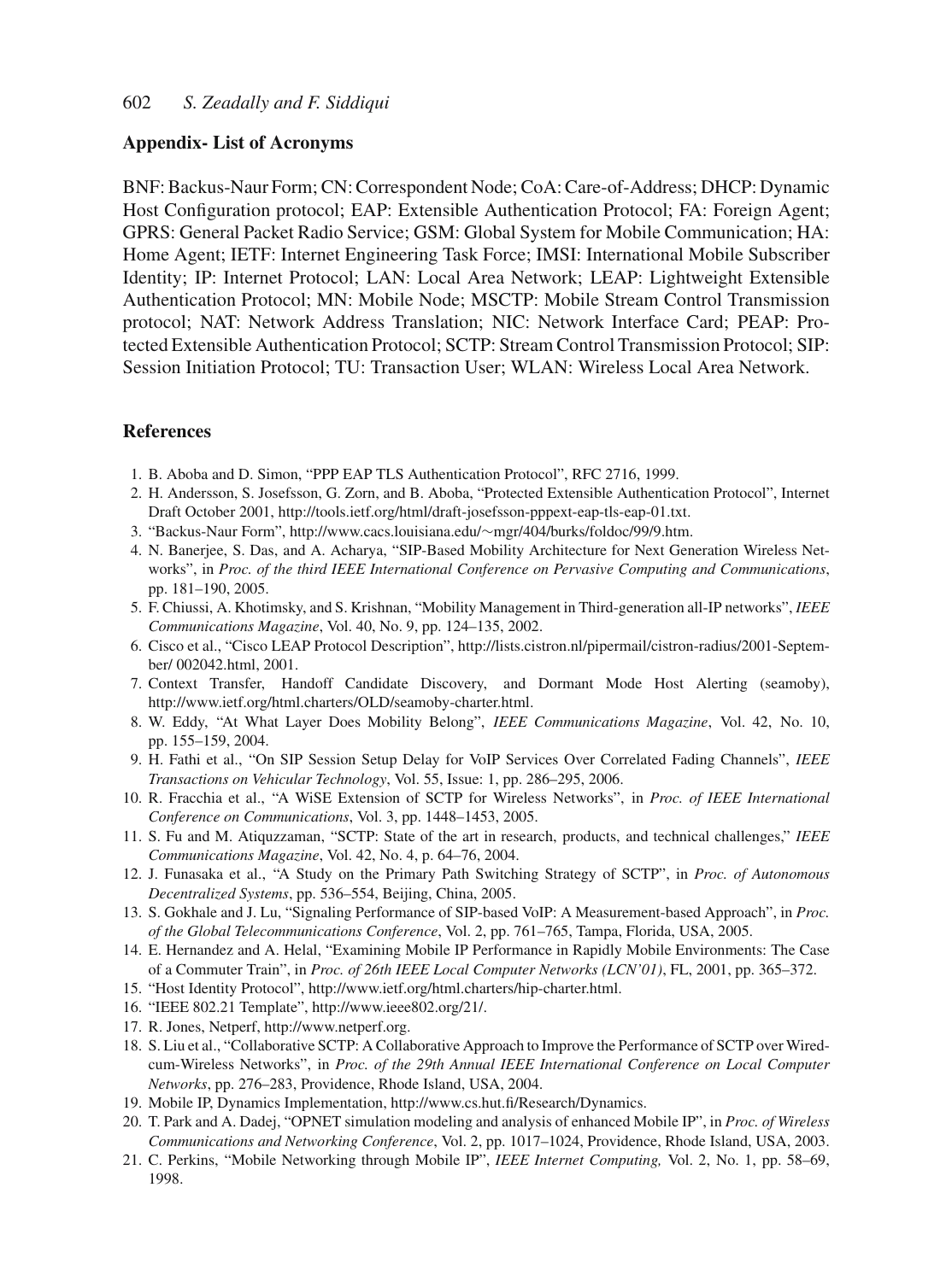## Appendix- List of Acronyms

BNF: Backus-Naur Form; CN: Correspondent Node; CoA: Care-of-Address; DHCP: Dynamic Host Configuration protocol; EAP: Extensible Authentication Protocol; FA: Foreign Agent; GPRS: General Packet Radio Service; GSM: Global System for Mobile Communication; HA: Home Agent; IETF: Internet Engineering Task Force; IMSI: International Mobile Subscriber Identity; IP: Internet Protocol; LAN: Local Area Network; LEAP: Lightweight Extensible Authentication Protocol; MN: Mobile Node; MSCTP: Mobile Stream Control Transmission protocol; NAT: Network Address Translation; NIC: Network Interface Card; PEAP: Protected Extensible Authentication Protocol; SCTP: Stream Control Transmission Protocol; SIP: Session Initiation Protocol; TU: Transaction User; WLAN: Wireless Local Area Network.

## References

1. B. Aboba and D. Simon, "PPP EAP TLS Authentication Protocol", RFC 2716, 1999.
2. H. Andersson, S. Josefsson, G. Zorn, and B. Aboba, "Protected Extensible Authentication Protocol", Internet Draft October 2001, http://tools.ietf.org/html/draft-josefsson-pppext-eap-tls-eap-01.txt.
3. "Backus-Naur Form", http://www.cacs.louisiana.edu/~mgr/404/burks/foldoc/99/9.htm.
4. N. Banerjee, S. Das, and A. Acharya, "SIP-Based Mobility Architecture for Next Generation Wireless Networks", in *Proc. of the third IEEE International Conference on Pervasive Computing and Communications*, pp. 181–190, 2005.
5. F. Chiussi, A. Khotimsky, and S. Krishnan, "Mobility Management in Third-generation all-IP networks", *IEEE Communications Magazine*, Vol. 40, No. 9, pp. 124–135, 2002.
6. Cisco et al., "Cisco LEAP Protocol Description", http://lists.cistron.nl/pipermail/cistron-radius/2001-September/ 002042.html, 2001.
7. Context Transfer, Handoff Candidate Discovery, and Dormant Mode Host Alerting (seamoby), http://www.ietf.org/html.charters/OLD/seamoby-charter.html.
8. W. Eddy, "At What Layer Does Mobility Belong", *IEEE Communications Magazine*, Vol. 42, No. 10, pp. 155–159, 2004.
9. H. Fathi et al., "On SIP Session Setup Delay for VoIP Services Over Correlated Fading Channels", *IEEE Transactions on Vehicular Technology*, Vol. 55, Issue: 1, pp. 286–295, 2006.
10. R. Fracchia et al., "A WiSE Extension of SCTP for Wireless Networks", in *Proc. of IEEE International Conference on Communications*, Vol. 3, pp. 1448–1453, 2005.
11. S. Fu and M. Atiquzzaman, "SCTP: State of the art in research, products, and technical challenges," *IEEE Communications Magazine*, Vol. 42, No. 4, p. 64–76, 2004.
12. J. Funasaka et al., "A Study on the Primary Path Switching Strategy of SCTP", in *Proc. of Autonomous Decentralized Systems*, pp. 536–554, Beijing, China, 2005.
13. S. Gokhale and J. Lu, "Signaling Performance of SIP-based VoIP: A Measurement-based Approach", in *Proc. of the Global Telecommunications Conference*, Vol. 2, pp. 761–765, Tampa, Florida, USA, 2005.
14. E. Hernandez and A. Helal, "Examining Mobile IP Performance in Rapidly Mobile Environments: The Case of a Commuter Train", in *Proc. of 26th IEEE Local Computer Networks (LCN'01)*, FL, 2001, pp. 365–372.
15. "Host Identity Protocol", http://www.ietf.org/html.charters/hip-charter.html.
16. "IEEE 802.21 Template", http://www.ieee802.org/21/.
17. R. Jones, Netperf, http://www.netperf.org.
18. S. Liu et al., "Collaborative SCTP: A Collaborative Approach to Improve the Performance of SCTP over Wired-cum-Wireless Networks", in *Proc. of the 29th Annual IEEE International Conference on Local Computer Networks*, pp. 276–283, Providence, Rhode Island, USA, 2004.
19. Mobile IP, Dynamics Implementation, http://www.cs.hut.fi/Research/Dynamics.
20. T. Park and A. Dadej, "OPNET simulation modeling and analysis of enhanced Mobile IP", in *Proc. of Wireless Communications and Networking Conference*, Vol. 2, pp. 1017–1024, Providence, Rhode Island, USA, 2003.
21. C. Perkins, "Mobile Networking through Mobile IP", *IEEE Internet Computing,* Vol. 2, No. 1, pp. 58–69, 1998.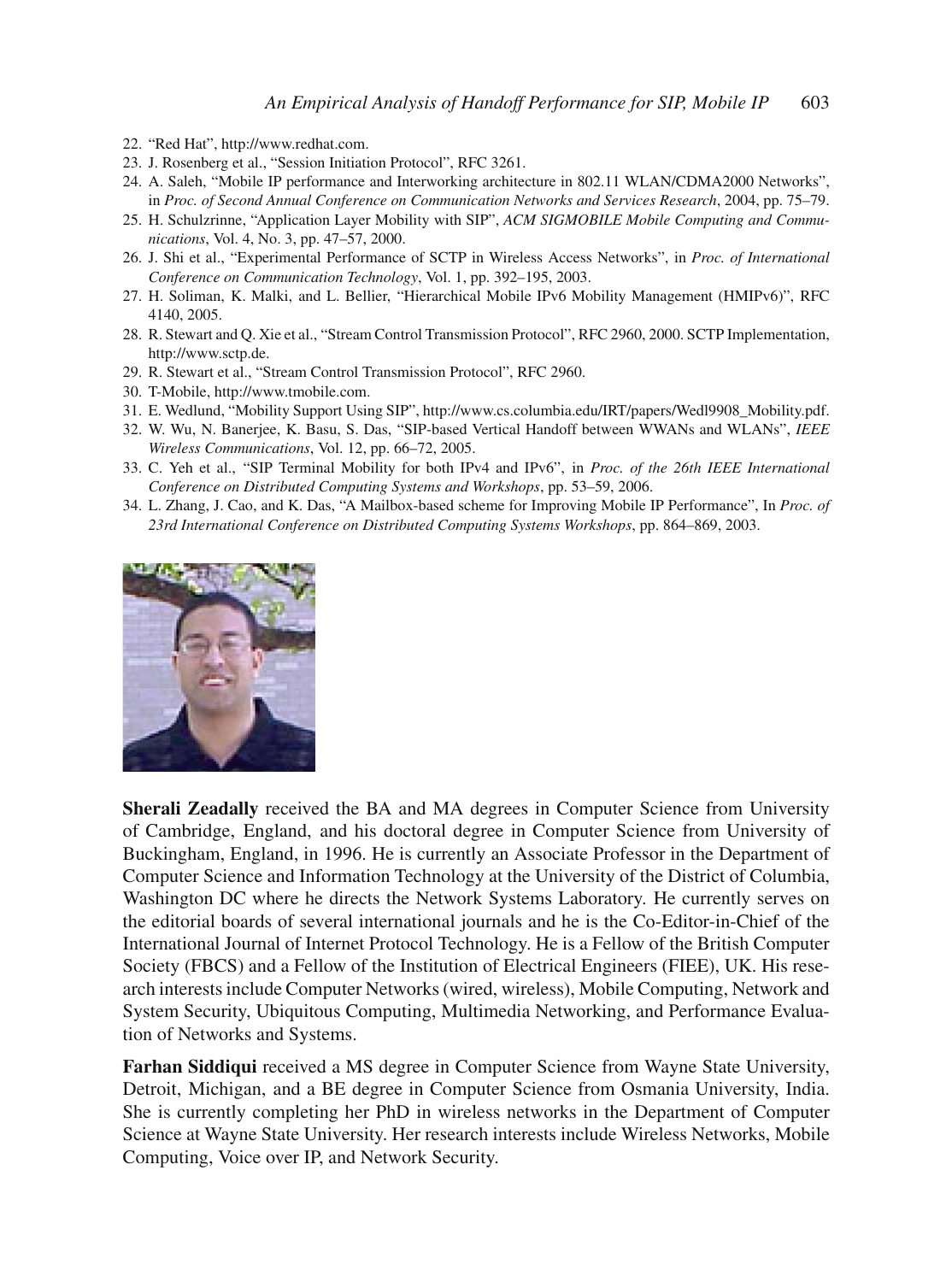22. "Red Hat", http://www.redhat.com.
23. J. Rosenberg et al., "Session Initiation Protocol", RFC 3261.
24. A. Saleh, "Mobile IP performance and Interworking architecture in 802.11 WLAN/CDMA2000 Networks", in *Proc. of Second Annual Conference on Communication Networks and Services Research*, 2004, pp. 75–79.
25. H. Schulzrinne, "Application Layer Mobility with SIP", *ACM SIGMOBILE Mobile Computing and Communications*, Vol. 4, No. 3, pp. 47–57, 2000.
26. J. Shi et al., "Experimental Performance of SCTP in Wireless Access Networks", in *Proc. of International Conference on Communication Technology*, Vol. 1, pp. 392–195, 2003.
27. H. Soliman, K. Malki, and L. Bellier, "Hierarchical Mobile IPv6 Mobility Management (HMIPv6)", RFC 4140, 2005.
28. R. Stewart and Q. Xie et al., "Stream Control Transmission Protocol", RFC 2960, 2000. SCTP Implementation, http://www.sctp.de.
29. R. Stewart et al., "Stream Control Transmission Protocol", RFC 2960.
30. T-Mobile, http://www.tmobile.com.
31. E. Wedlund, "Mobility Support Using SIP", http://www.cs.columbia.edu/IRT/papers/Wedl9908_Mobility.pdf.
32. W. Wu, N. Banerjee, K. Basu, S. Das, "SIP-based Vertical Handoff between WWANs and WLANs", *IEEE Wireless Communications*, Vol. 12, pp. 66–72, 2005.
33. C. Yeh et al., "SIP Terminal Mobility for both IPv4 and IPv6", in *Proc. of the 26th IEEE International Conference on Distributed Computing Systems and Workshops*, pp. 53–59, 2006.
34. L. Zhang, J. Cao, and K. Das, "A Mailbox-based scheme for Improving Mobile IP Performance", In *Proc. of 23rd International Conference on Distributed Computing Systems Workshops*, pp. 864–869, 2003.

**Sherali Zeadally** received the BA and MA degrees in Computer Science from University of Cambridge, England, and his doctoral degree in Computer Science from University of Buckingham, England, in 1996. He is currently an Associate Professor in the Department of Computer Science and Information Technology at the University of the District of Columbia, Washington DC where he directs the Network Systems Laboratory. He currently serves on the editorial boards of several international journals and he is the Co-Editor-in-Chief of the International Journal of Internet Protocol Technology. He is a Fellow of the British Computer Society (FBCS) and a Fellow of the Institution of Electrical Engineers (FIEE), UK. His research interests include Computer Networks (wired, wireless), Mobile Computing, Network and System Security, Ubiquitous Computing, Multimedia Networking, and Performance Evaluation of Networks and Systems.

**Farhan Siddiqui** received a MS degree in Computer Science from Wayne State University, Detroit, Michigan, and a BE degree in Computer Science from Osmania University, India. She is currently completing her PhD in wireless networks in the Department of Computer Science at Wayne State University. Her research interests include Wireless Networks, Mobile Computing, Voice over IP, and Network Security.